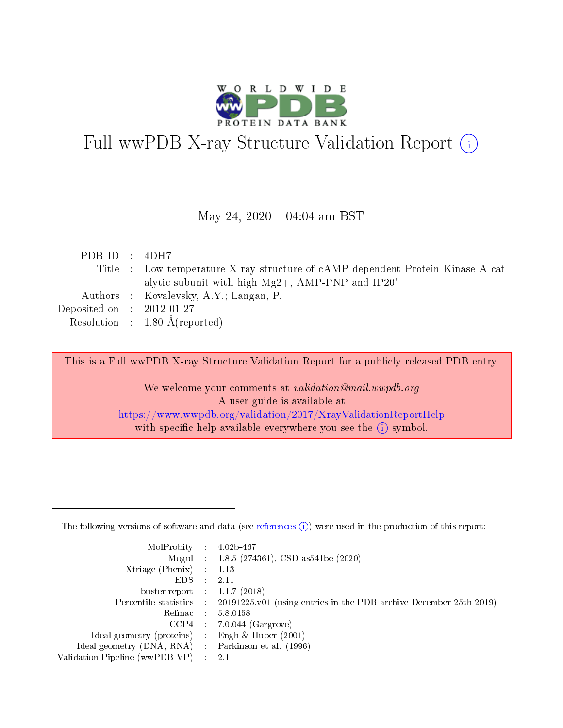# Full wwPDB X-ray Structure Validation Report

May 24, 2020 – 04:04 am BST

| | | |
|---|---|---|
| PDB ID | : | 4DH7 |
| Title | : | Low temperature X-ray structure of cAMP dependent Protein Kinase A catalytic subunit with high Mg2+, AMP-PNP and IP20' |
| Authors | : | Kovalevsky, A.Y.; Langan, P. |
| Deposited on | : | 2012-01-27 |
| Resolution | : | 1.80 Å(reported) |

This is a Full wwPDB X-ray Structure Validation Report for a publicly released PDB entry.

We welcome your comments at *validation@mail.wwpdb.org*
A user guide is available at
https://www.wwpdb.org/validation/2017/XrayValidationReportHelp
with specific help available everywhere you see the (i) symbol.

The following versions of software and data (see references (i)) were used in the production of this report:

| | | |
|---|---|---|
| MolProbity | : | 4.02b-467 |
| Mogul | : | 1.8.5 (274361), CSD as541be (2020) |
| Xtriage (Phenix) | : | 1.13 |
| EDS | : | 2.11 |
| buster-report | : | 1.1.7 (2018) |
| Percentile statistics | : | 20191225.v01 (using entries in the PDB archive December 25th 2019) |
| Refmac | : | 5.8.0158 |
| CCP4 | : | 7.0.044 (Gargrove) |
| Ideal geometry (proteins) | : | Engh & Huber (2001) |
| Ideal geometry (DNA, RNA) | : | Parkinson et al. (1996) |
| Validation Pipeline (wwPDB-VP) | : | 2.11 |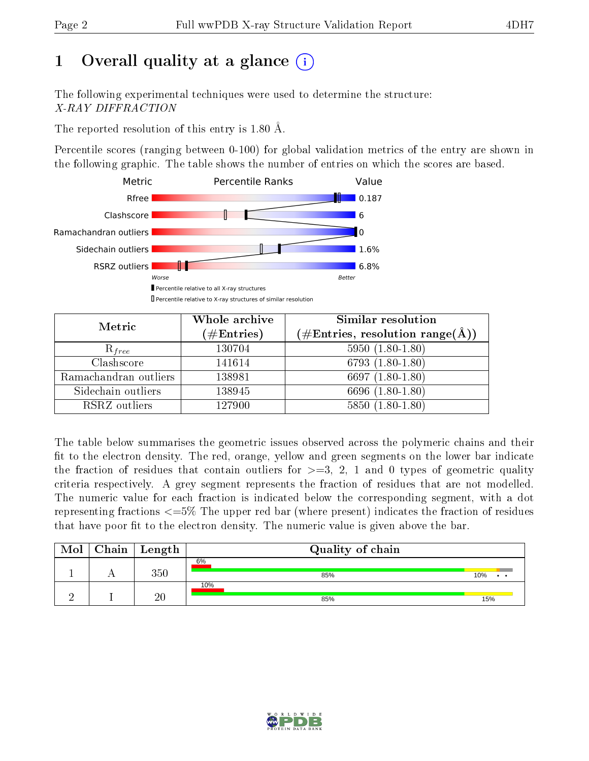# 1 Overall quality at a glance

The following experimental techniques were used to determine the structure:
*X-RAY DIFFRACTION*

The reported resolution of this entry is 1.80 Å.

Percentile scores (ranging between 0-100) for global validation metrics of the entry are shown in the following graphic. The table shows the number of entries on which the scores are based.

| Metric | Value |
|---|---|
| Rfree | 0.187 |
| Clashscore | 6 |
| Ramachandran outliers | 0 |
| Sidechain outliers | 1.6% |
| RSRZ outliers | 6.8% |

| Metric | Whole archive (#Entries) | Similar resolution (#Entries, resolution range(Å)) |
|---|---|---|
| $R_{free}$ | 130704 | 5950 (1.80-1.80) |
| Clashscore | 141614 | 6793 (1.80-1.80) |
| Ramachandran outliers | 138981 | 6697 (1.80-1.80) |
| Sidechain outliers | 138945 | 6696 (1.80-1.80) |
| RSRZ outliers | 127900 | 5850 (1.80-1.80) |

The table below summarises the geometric issues observed across the polymeric chains and their fit to the electron density. The red, orange, yellow and green segments on the lower bar indicate the fraction of residues that contain outliers for >=3, 2, 1 and 0 types of geometric quality criteria respectively. A grey segment represents the fraction of residues that are not modelled. The numeric value for each fraction is indicated below the corresponding segment, with a dot representing fractions <=5% The upper red bar (where present) indicates the fraction of residues that have poor fit to the electron density. The numeric value is given above the bar.

| Mol | Chain | Length | Quality of chain |
|---|---|---|---|
| 1 | A | 350 | 6% / 85% / 10% / • / • |
| 2 | I | 20 | 10% / 85% / 15% |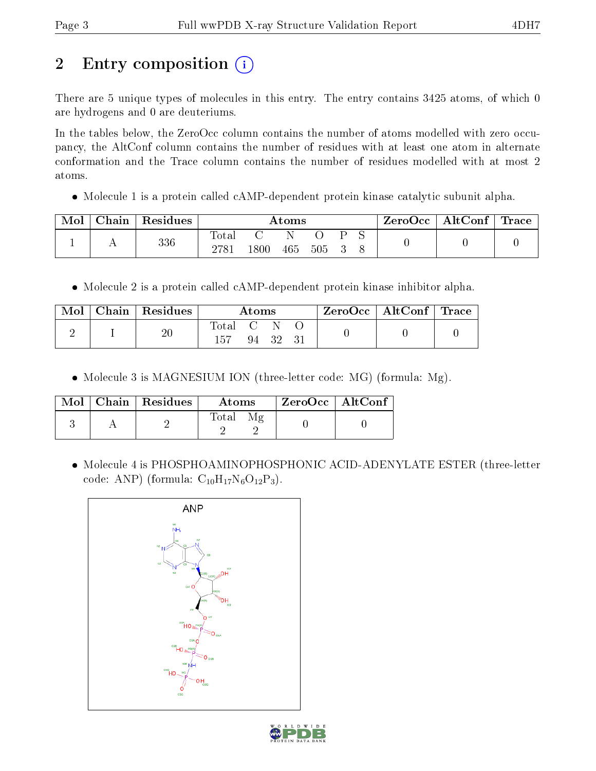# 2 Entry composition (i)

There are 5 unique types of molecules in this entry. The entry contains 3425 atoms, of which 0 are hydrogens and 0 are deuteriums.

In the tables below, the ZeroOcc column contains the number of atoms modelled with zero occupancy, the AltConf column contains the number of residues with at least one atom in alternate conformation and the Trace column contains the number of residues modelled with at most 2 atoms.

- Molecule 1 is a protein called cAMP-dependent protein kinase catalytic subunit alpha.

| Mol | Chain | Residues | Atoms | | | | | | ZeroOcc | AltConf | Trace |
|---|---|---|---|---|---|---|---|---|---|---|---|
| 1 | A | 336 | Total 2781 | C 1800 | N 465 | O 505 | P 3 | S 8 | 0 | 0 | 0 |

- Molecule 2 is a protein called cAMP-dependent protein kinase inhibitor alpha.

| Mol | Chain | Residues | Atoms | | | | ZeroOcc | AltConf | Trace |
|---|---|---|---|---|---|---|---|---|---|
| 2 | I | 20 | Total 157 | C 94 | N 32 | O 31 | 0 | 0 | 0 |

- Molecule 3 is MAGNESIUM ION (three-letter code: MG) (formula: Mg).

| Mol | Chain | Residues | Atoms | | ZeroOcc | AltConf |
|---|---|---|---|---|---|---|
| 3 | A | 2 | Total 2 | Mg 2 | 0 | 0 |

- Molecule 4 is PHOSPHOAMINOPHOSPHONIC ACID-ADENYLATE ESTER (three-letter code: ANP) (formula: $C_{10}H_{17}N_6O_{12}P_3$).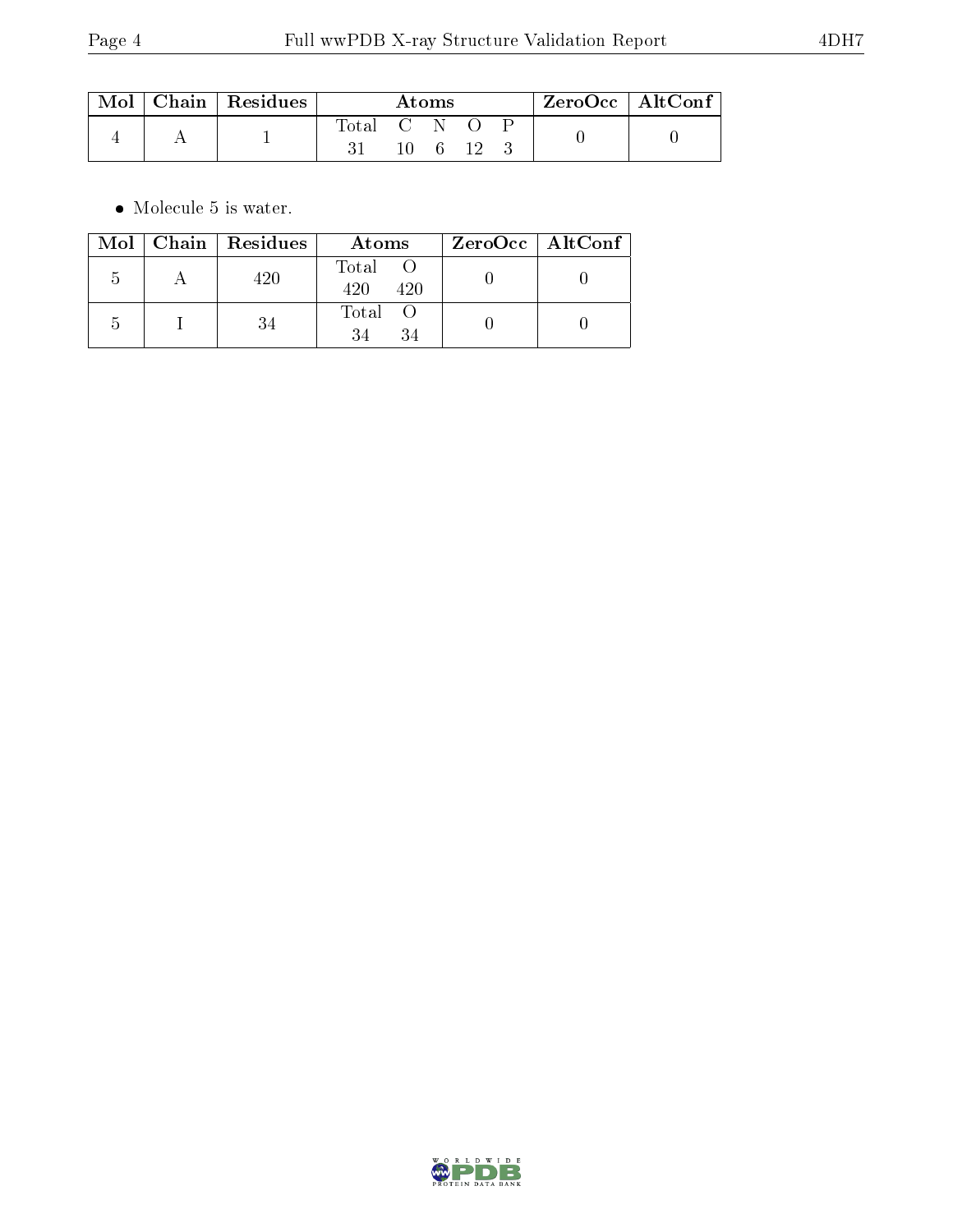| Mol | Chain | Residues | Atoms | ZeroOcc | AltConf |
|---|---|---|---|---|---|
| 4 | A | 1 | Total C N O P<br>31 10 6 12 3 | 0 | 0 |

- Molecule 5 is water.

| Mol | Chain | Residues | Atoms | ZeroOcc | AltConf |
|---|---|---|---|---|---|
| 5 | A | 420 | Total O<br>420 420 | 0 | 0 |
| 5 | I | 34 | Total O<br>34 34 | 0 | 0 |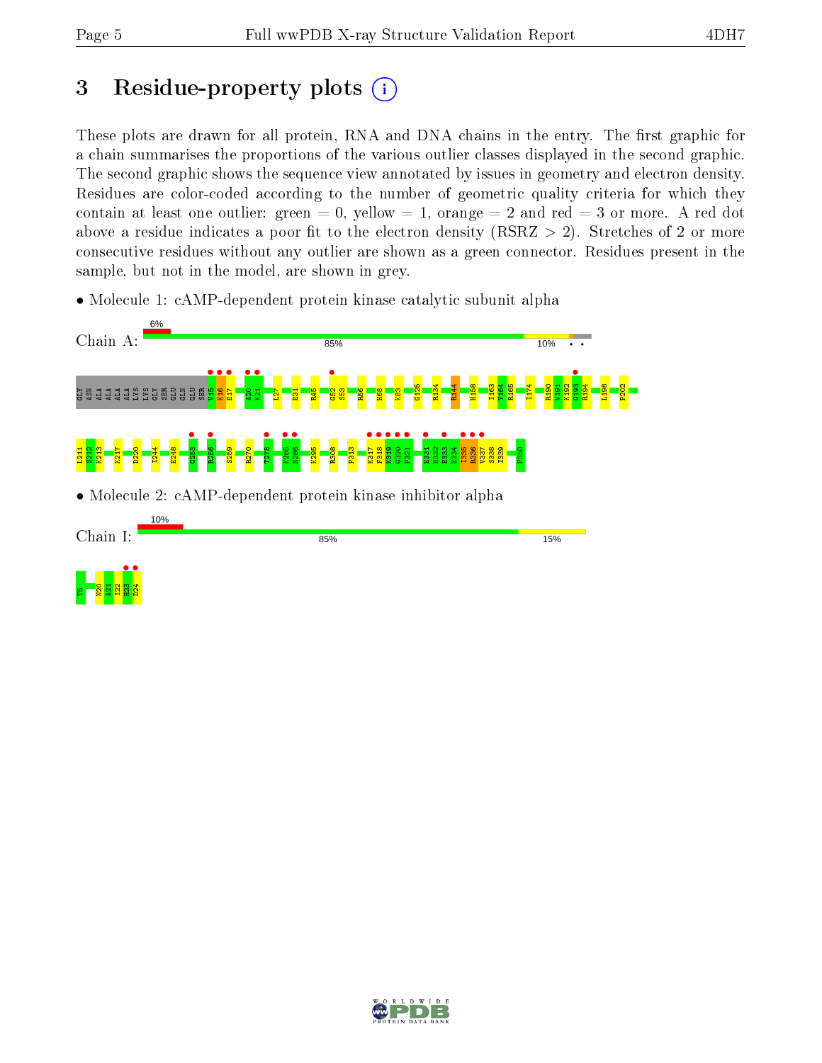# 3 Residue-property plots

These plots are drawn for all protein, RNA and DNA chains in the entry. The first graphic for a chain summarises the proportions of the various outlier classes displayed in the second graphic. The second graphic shows the sequence view annotated by issues in geometry and electron density. Residues are color-coded according to the number of geometric quality criteria for which they contain at least one outlier: green = 0, yellow = 1, orange = 2 and red = 3 or more. A red dot above a residue indicates a poor fit to the electron density (RSRZ > 2). Stretches of 2 or more consecutive residues without any outlier are shown as a green connector. Residues present in the sample, but not in the model, are shown in grey.

- Molecule 1: cAMP-dependent protein kinase catalytic subunit alpha

Chain A: 6% | 85% | 10%

GLY ASN ALA ALA ALA ALA LYS LYS GLY SER GLU GLN GLU SER V15 K16 E17 A20 K21 L27 E31 R45 G52 S53 R56 H68 K83 G125 R134 R144 H158 I163 Y164 R165 I174 R190 V191 K192 G193 R194 L198 P202 L211 S212 K213 K217 D220 I244 E248 G253 R256 S259 R270 T278 K285 N286 K295 R308 P313 K317 F318 K319 G320 P321 E331 E332 E333 E334 I335 R336 V337 S338 I339 F350

- Molecule 2: cAMP-dependent protein kinase inhibitor alpha

Chain I: 10% | 85% | 15%

T5 N20 A21 I22 H23 D24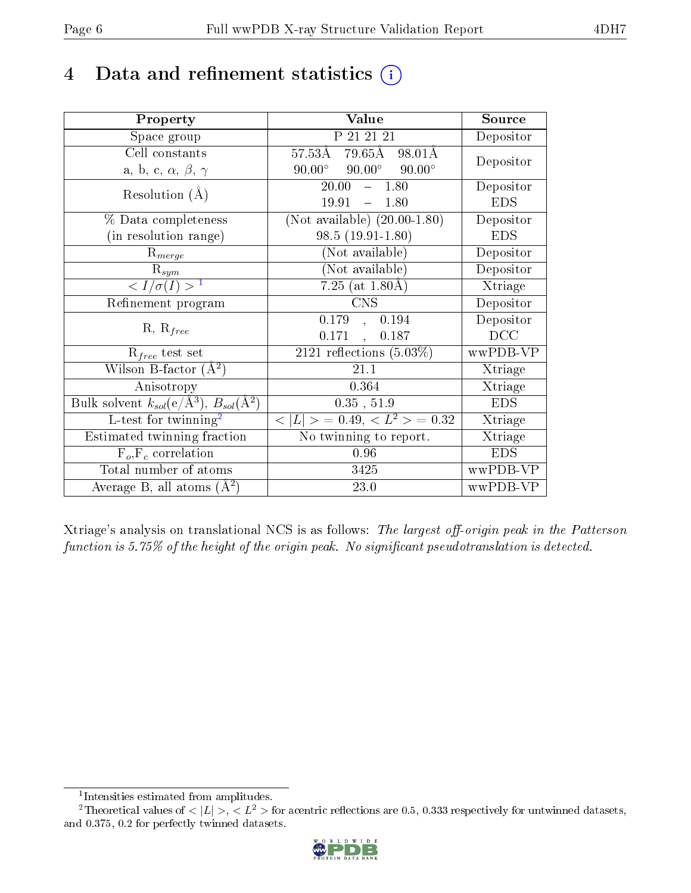# 4 Data and refinement statistics (i)

| Property | Value | Source |
|---|---|---|
| Space group | P 21 21 21 | Depositor |
| Cell constants<br>a, b, c, $\alpha$, $\beta$, $\gamma$ | 57.53Å 79.65Å 98.01Å<br>90.00° 90.00° 90.00° | Depositor |
| Resolution (Å) | 20.00 – 1.80<br>19.91 – 1.80 | Depositor<br>EDS |
| % Data completeness<br>(in resolution range) | (Not available) (20.00-1.80)<br>98.5 (19.91-1.80) | Depositor<br>EDS |
| $R_{merge}$ | (Not available) | Depositor |
| $R_{sym}$ | (Not available) | Depositor |
| $< I/\sigma(I) >$ [1] | 7.25 (at 1.80Å) | Xtriage |
| Refinement program | CNS | Depositor |
| R, $R_{free}$ | 0.179 , 0.194<br>0.171 , 0.187 | Depositor<br>DCC |
| $R_{free}$ test set | 2121 reflections (5.03%) | wwPDB-VP |
| Wilson B-factor (Å$^2$) | 21.1 | Xtriage |
| Anisotropy | 0.364 | Xtriage |
| Bulk solvent $k_{sol}$(e/Å$^3$), $B_{sol}$(Å$^2$) | 0.35 , 51.9 | EDS |
| L-test for twinning[2] | $< \|L\| > = 0.49$, $< L^2 > = 0.32$ | Xtriage |
| Estimated twinning fraction | No twinning to report. | Xtriage |
| $F_o$,$F_c$ correlation | 0.96 | EDS |
| Total number of atoms | 3425 | wwPDB-VP |
| Average B, all atoms (Å$^2$) | 23.0 | wwPDB-VP |

Xtriage's analysis on translational NCS is as follows: *The largest off-origin peak in the Patterson function is 5.75% of the height of the origin peak. No significant pseudotranslation is detected.*

[1] Intensities estimated from amplitudes.

[2] Theoretical values of $< |L| >$, $< L^2 >$ for acentric reflections are 0.5, 0.333 respectively for untwinned datasets, and 0.375, 0.2 for perfectly twinned datasets.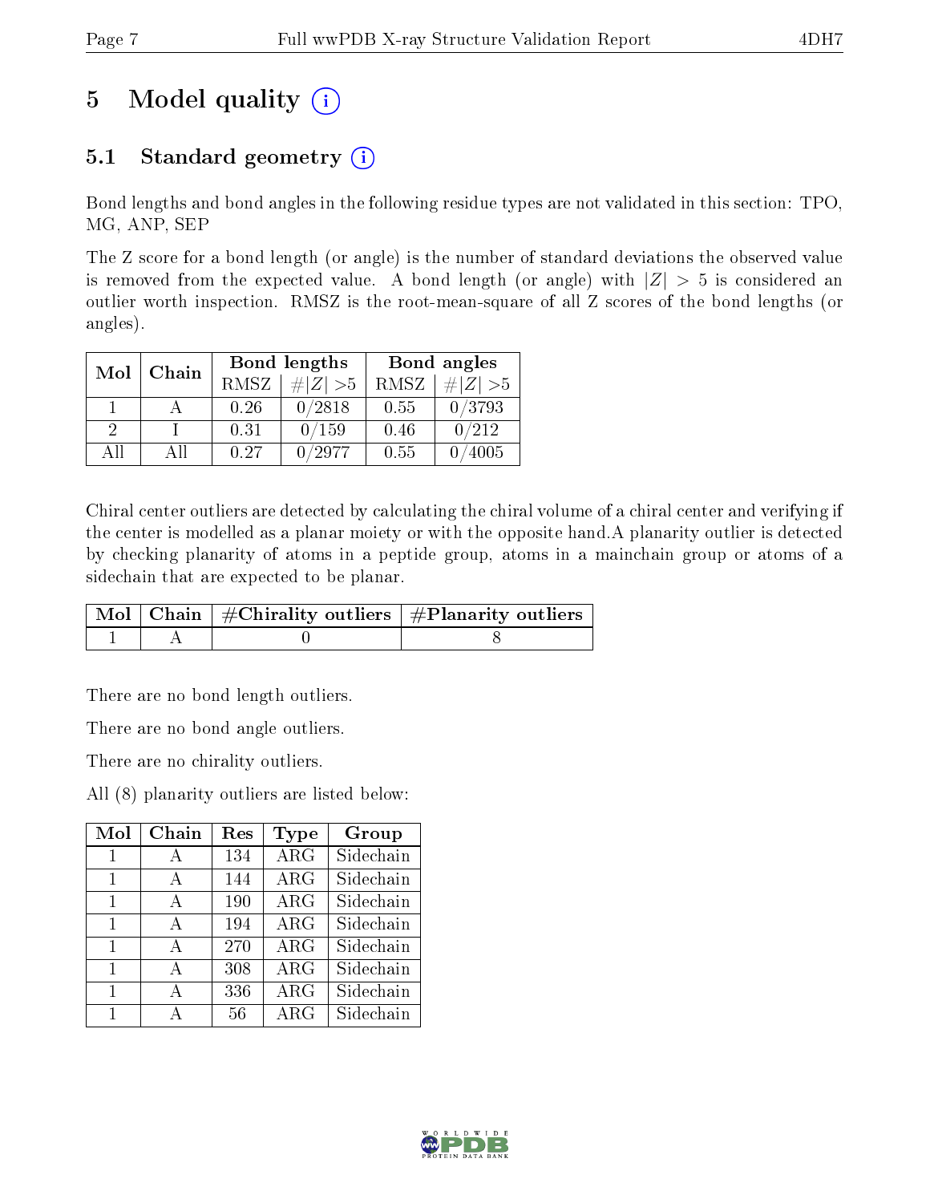# 5 Model quality

## 5.1 Standard geometry

Bond lengths and bond angles in the following residue types are not validated in this section: TPO, MG, ANP, SEP

The Z score for a bond length (or angle) is the number of standard deviations the observed value is removed from the expected value. A bond length (or angle) with $|Z| > 5$ is considered an outlier worth inspection. RMSZ is the root-mean-square of all Z scores of the bond lengths (or angles).

| Mol | Chain | Bond lengths | | Bond angles | |
|---|---|---|---|---|---|
| | | RMSZ | #$\|Z\|$ >5 | RMSZ | #$\|Z\|$ >5 |
| 1 | A | 0.26 | 0/2818 | 0.55 | 0/3793 |
| 2 | I | 0.31 | 0/159 | 0.46 | 0/212 |
| All | All | 0.27 | 0/2977 | 0.55 | 0/4005 |

Chiral center outliers are detected by calculating the chiral volume of a chiral center and verifying if the center is modelled as a planar moiety or with the opposite hand.A planarity outlier is detected by checking planarity of atoms in a peptide group, atoms in a mainchain group or atoms of a sidechain that are expected to be planar.

| Mol | Chain | #Chirality outliers | #Planarity outliers |
|---|---|---|---|
| 1 | A | 0 | 8 |

There are no bond length outliers.

There are no bond angle outliers.

There are no chirality outliers.

All (8) planarity outliers are listed below:

| Mol | Chain | Res | Type | Group |
|---|---|---|---|---|
| 1 | A | 134 | ARG | Sidechain |
| 1 | A | 144 | ARG | Sidechain |
| 1 | A | 190 | ARG | Sidechain |
| 1 | A | 194 | ARG | Sidechain |
| 1 | A | 270 | ARG | Sidechain |
| 1 | A | 308 | ARG | Sidechain |
| 1 | A | 336 | ARG | Sidechain |
| 1 | A | 56 | ARG | Sidechain |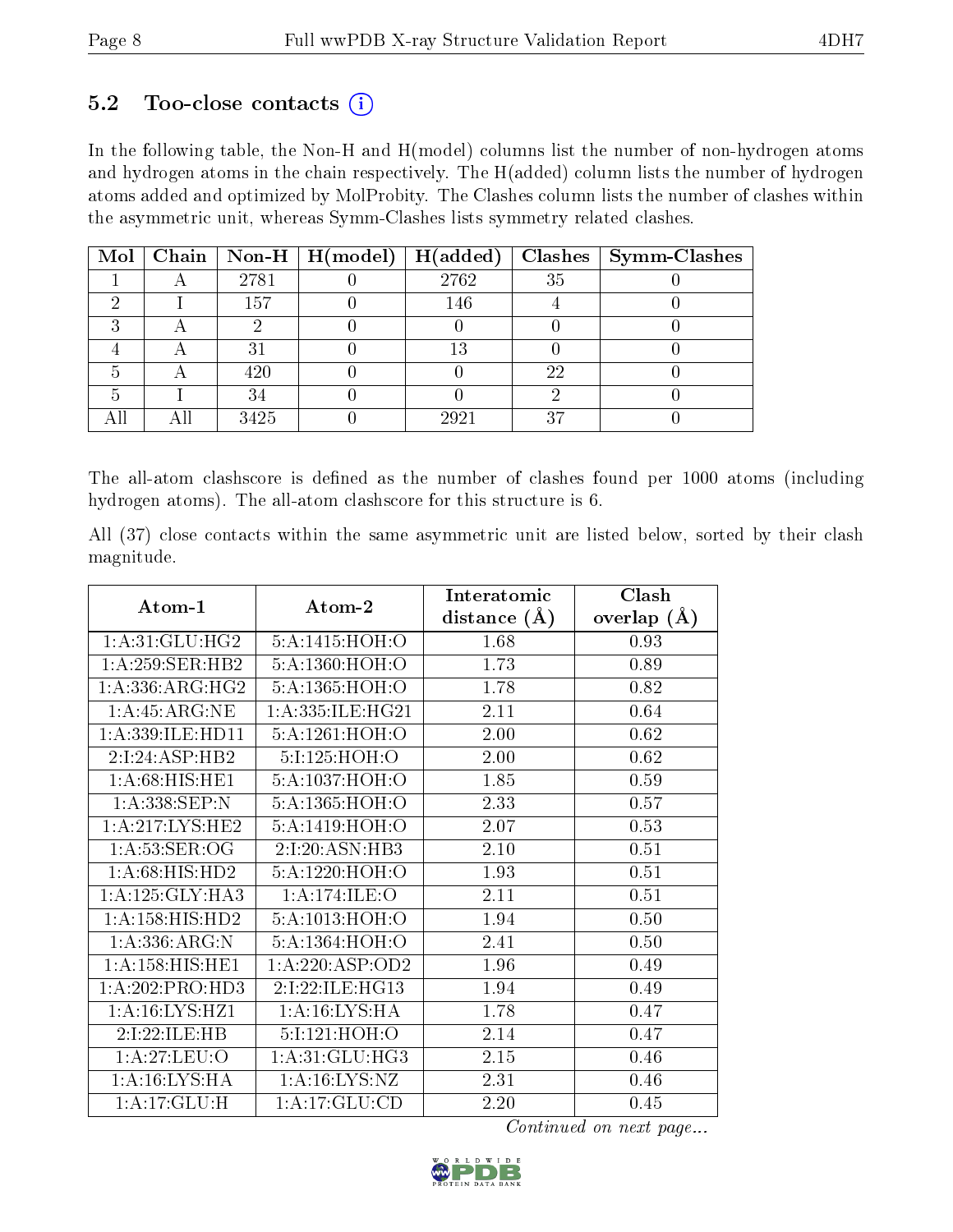## 5.2 Too-close contacts (i)

In the following table, the Non-H and H(model) columns list the number of non-hydrogen atoms and hydrogen atoms in the chain respectively. The H(added) column lists the number of hydrogen atoms added and optimized by MolProbity. The Clashes column lists the number of clashes within the asymmetric unit, whereas Symm-Clashes lists symmetry related clashes.

| Mol | Chain | Non-H | H(model) | H(added) | Clashes | Symm-Clashes |
|---|---|---|---|---|---|---|
| 1 | A | 2781 | 0 | 2762 | 35 | 0 |
| 2 | I | 157 | 0 | 146 | 4 | 0 |
| 3 | A | 2 | 0 | 0 | 0 | 0 |
| 4 | A | 31 | 0 | 13 | 0 | 0 |
| 5 | A | 420 | 0 | 0 | 22 | 0 |
| 5 | I | 34 | 0 | 0 | 2 | 0 |
| All | All | 3425 | 0 | 2921 | 37 | 0 |

The all-atom clashscore is defined as the number of clashes found per 1000 atoms (including hydrogen atoms). The all-atom clashscore for this structure is 6.

All (37) close contacts within the same asymmetric unit are listed below, sorted by their clash magnitude.

| Atom-1 | Atom-2 | Interatomic distance (Å) | Clash overlap (Å) |
|---|---|---|---|
| 1:A:31:GLU:HG2 | 5:A:1415:HOH:O | 1.68 | 0.93 |
| 1:A:259:SER:HB2 | 5:A:1360:HOH:O | 1.73 | 0.89 |
| 1:A:336:ARG:HG2 | 5:A:1365:HOH:O | 1.78 | 0.82 |
| 1:A:45:ARG:NE | 1:A:335:ILE:HG21 | 2.11 | 0.64 |
| 1:A:339:ILE:HD11 | 5:A:1261:HOH:O | 2.00 | 0.62 |
| 2:I:24:ASP:HB2 | 5:I:125:HOH:O | 2.00 | 0.62 |
| 1:A:68:HIS:HE1 | 5:A:1037:HOH:O | 1.85 | 0.59 |
| 1:A:338:SEP:N | 5:A:1365:HOH:O | 2.33 | 0.57 |
| 1:A:217:LYS:HE2 | 5:A:1419:HOH:O | 2.07 | 0.53 |
| 1:A:53:SER:OG | 2:I:20:ASN:HB3 | 2.10 | 0.51 |
| 1:A:68:HIS:HD2 | 5:A:1220:HOH:O | 1.93 | 0.51 |
| 1:A:125:GLY:HA3 | 1:A:174:ILE:O | 2.11 | 0.51 |
| 1:A:158:HIS:HD2 | 5:A:1013:HOH:O | 1.94 | 0.50 |
| 1:A:336:ARG:N | 5:A:1364:HOH:O | 2.41 | 0.50 |
| 1:A:158:HIS:HE1 | 1:A:220:ASP:OD2 | 1.96 | 0.49 |
| 1:A:202:PRO:HD3 | 2:I:22:ILE:HG13 | 1.94 | 0.49 |
| 1:A:16:LYS:HZ1 | 1:A:16:LYS:HA | 1.78 | 0.47 |
| 2:I:22:ILE:HB | 5:I:121:HOH:O | 2.14 | 0.47 |
| 1:A:27:LEU:O | 1:A:31:GLU:HG3 | 2.15 | 0.46 |
| 1:A:16:LYS:HA | 1:A:16:LYS:NZ | 2.31 | 0.46 |
| 1:A:17:GLU:H | 1:A:17:GLU:CD | 2.20 | 0.45 |

*Continued on next page...*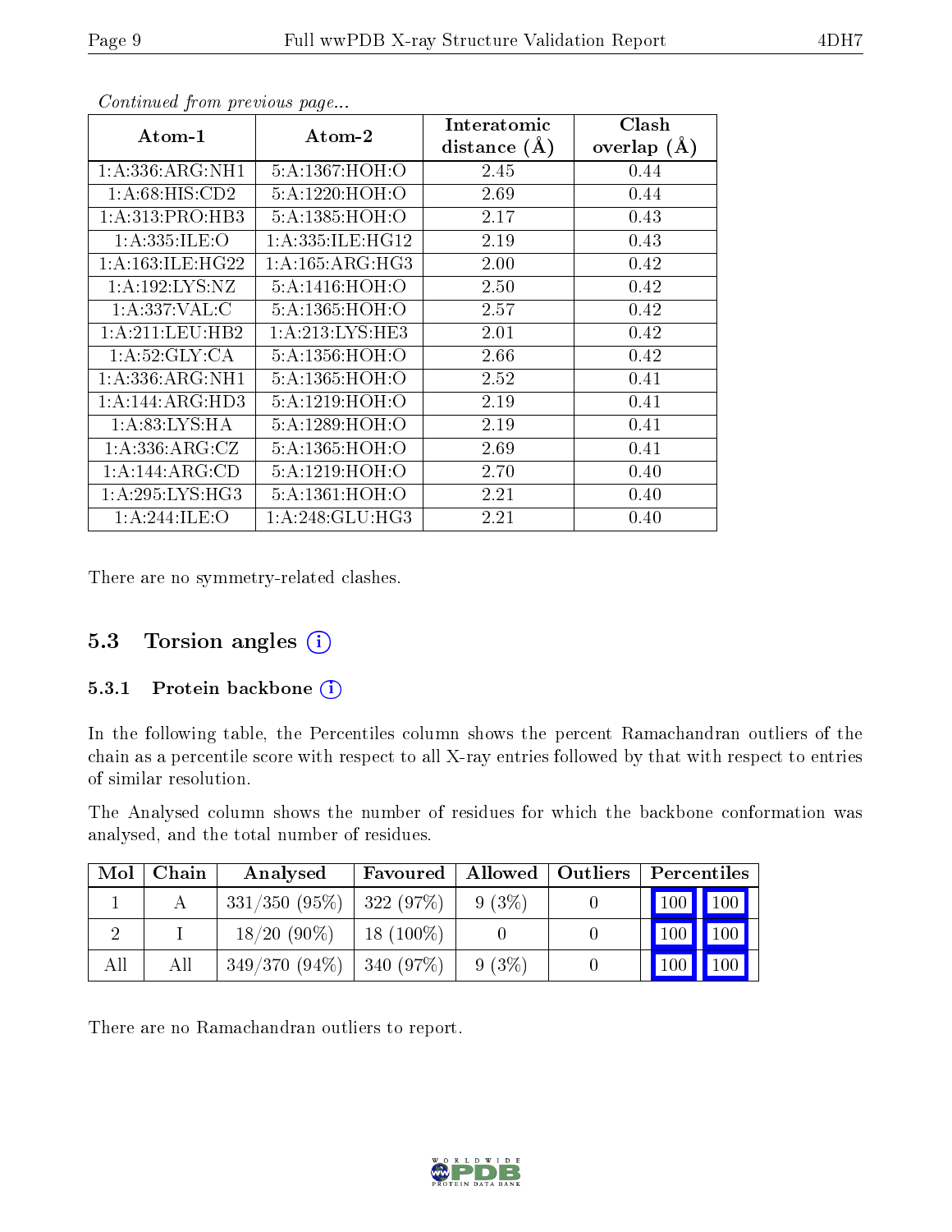*Continued from previous page...*

| Atom-1 | Atom-2 | Interatomic distance (Å) | Clash overlap (Å) |
|---|---|---|---|
| 1:A:336:ARG:NH1 | 5:A:1367:HOH:O | 2.45 | 0.44 |
| 1:A:68:HIS:CD2 | 5:A:1220:HOH:O | 2.69 | 0.44 |
| 1:A:313:PRO:HB3 | 5:A:1385:HOH:O | 2.17 | 0.43 |
| 1:A:335:ILE:O | 1:A:335:ILE:HG12 | 2.19 | 0.43 |
| 1:A:163:ILE:HG22 | 1:A:165:ARG:HG3 | 2.00 | 0.42 |
| 1:A:192:LYS:NZ | 5:A:1416:HOH:O | 2.50 | 0.42 |
| 1:A:337:VAL:C | 5:A:1365:HOH:O | 2.57 | 0.42 |
| 1:A:211:LEU:HB2 | 1:A:213:LYS:HE3 | 2.01 | 0.42 |
| 1:A:52:GLY:CA | 5:A:1356:HOH:O | 2.66 | 0.42 |
| 1:A:336:ARG:NH1 | 5:A:1365:HOH:O | 2.52 | 0.41 |
| 1:A:144:ARG:HD3 | 5:A:1219:HOH:O | 2.19 | 0.41 |
| 1:A:83:LYS:HA | 5:A:1289:HOH:O | 2.19 | 0.41 |
| 1:A:336:ARG:CZ | 5:A:1365:HOH:O | 2.69 | 0.41 |
| 1:A:144:ARG:CD | 5:A:1219:HOH:O | 2.70 | 0.40 |
| 1:A:295:LYS:HG3 | 5:A:1361:HOH:O | 2.21 | 0.40 |
| 1:A:244:ILE:O | 1:A:248:GLU:HG3 | 2.21 | 0.40 |

There are no symmetry-related clashes.

## 5.3 Torsion angles (i)

### 5.3.1 Protein backbone (i)

In the following table, the Percentiles column shows the percent Ramachandran outliers of the chain as a percentile score with respect to all X-ray entries followed by that with respect to entries of similar resolution.

The Analysed column shows the number of residues for which the backbone conformation was analysed, and the total number of residues.

| Mol | Chain | Analysed | Favoured | Allowed | Outliers | Percentiles | |
|---|---|---|---|---|---|---|---|
| 1 | A | 331/350 (95%) | 322 (97%) | 9 (3%) | 0 | 100 | 100 |
| 2 | I | 18/20 (90%) | 18 (100%) | 0 | 0 | 100 | 100 |
| All | All | 349/370 (94%) | 340 (97%) | 9 (3%) | 0 | 100 | 100 |

There are no Ramachandran outliers to report.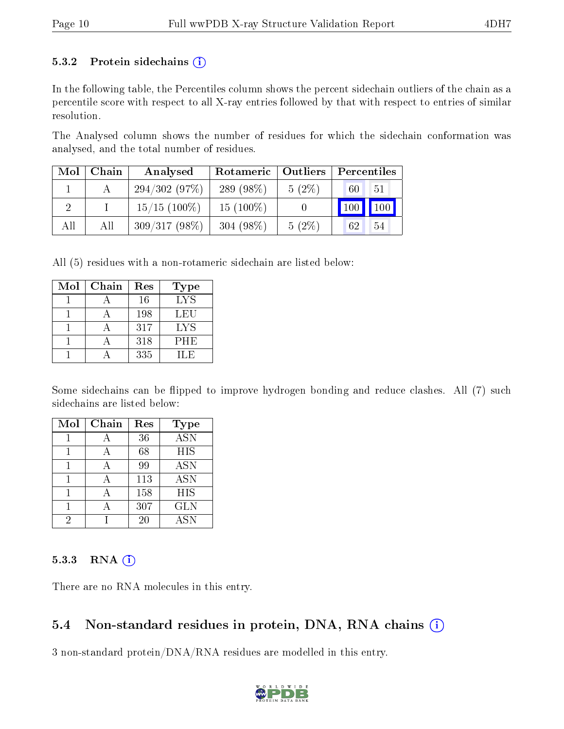### 5.3.2 Protein sidechains

In the following table, the Percentiles column shows the percent sidechain outliers of the chain as a percentile score with respect to all X-ray entries followed by that with respect to entries of similar resolution.

The Analysed column shows the number of residues for which the sidechain conformation was analysed, and the total number of residues.

| Mol | Chain | Analysed | Rotameric | Outliers | Percentiles | |
|---|---|---|---|---|---|---|
| 1 | A | 294/302 (97%) | 289 (98%) | 5 (2%) | 60 | 51 |
| 2 | I | 15/15 (100%) | 15 (100%) | 0 | 100 | 100 |
| All | All | 309/317 (98%) | 304 (98%) | 5 (2%) | 62 | 54 |

All (5) residues with a non-rotameric sidechain are listed below:

| Mol | Chain | Res | Type |
|---|---|---|---|
| 1 | A | 16 | LYS |
| 1 | A | 198 | LEU |
| 1 | A | 317 | LYS |
| 1 | A | 318 | PHE |
| 1 | A | 335 | ILE |

Some sidechains can be flipped to improve hydrogen bonding and reduce clashes. All (7) such sidechains are listed below:

| Mol | Chain | Res | Type |
|---|---|---|---|
| 1 | A | 36 | ASN |
| 1 | A | 68 | HIS |
| 1 | A | 99 | ASN |
| 1 | A | 113 | ASN |
| 1 | A | 158 | HIS |
| 1 | A | 307 | GLN |
| 2 | I | 20 | ASN |

### 5.3.3 RNA

There are no RNA molecules in this entry.

## 5.4 Non-standard residues in protein, DNA, RNA chains

3 non-standard protein/DNA/RNA residues are modelled in this entry.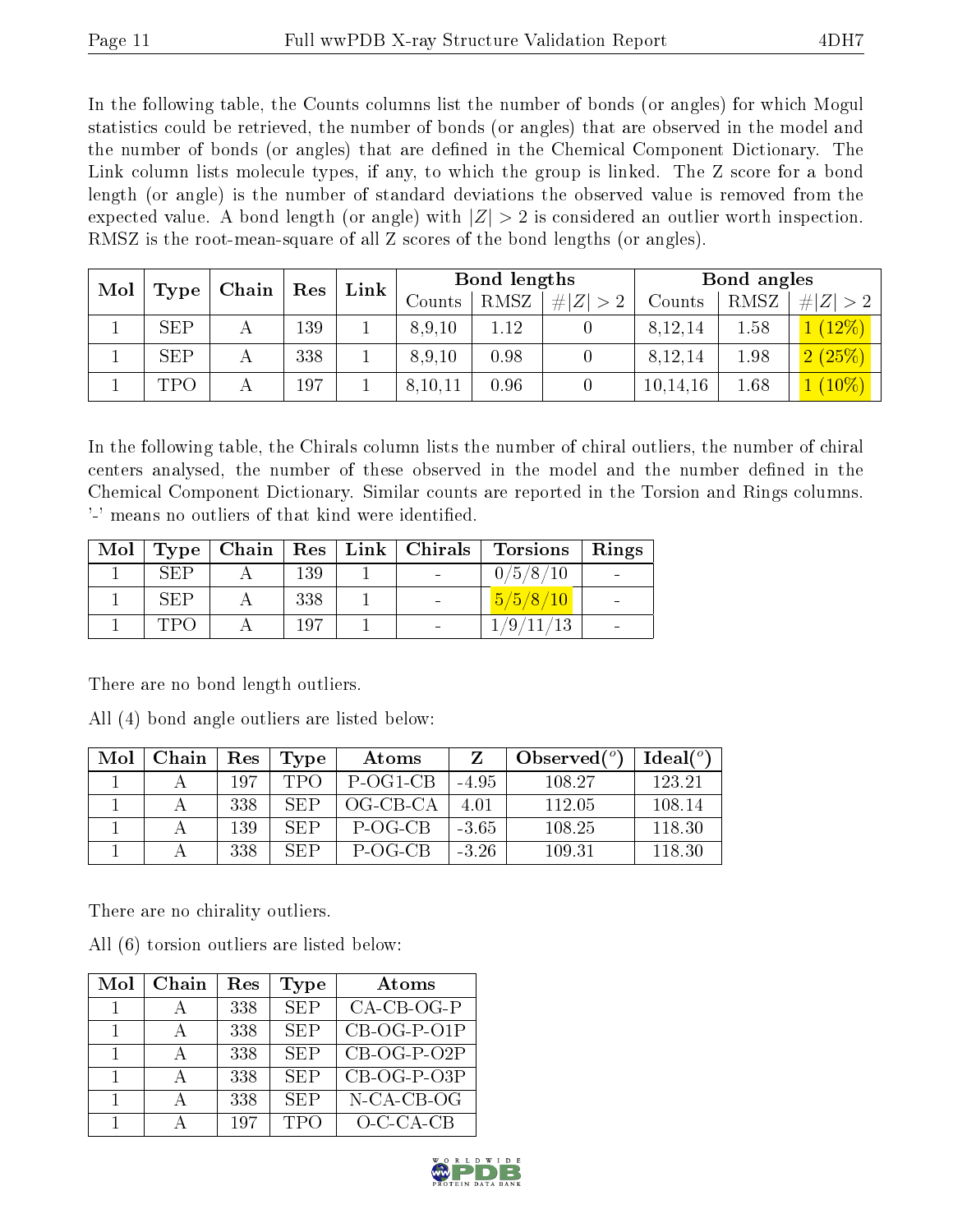In the following table, the Counts columns list the number of bonds (or angles) for which Mogul statistics could be retrieved, the number of bonds (or angles) that are observed in the model and the number of bonds (or angles) that are defined in the Chemical Component Dictionary. The Link column lists molecule types, if any, to which the group is linked. The Z score for a bond length (or angle) is the number of standard deviations the observed value is removed from the expected value. A bond length (or angle) with $|Z| > 2$ is considered an outlier worth inspection. RMSZ is the root-mean-square of all Z scores of the bond lengths (or angles).

| Mol | Type | Chain | Res | Link | Bond lengths | | | Bond angles | | |
|---|---|---|---|---|---|---|---|---|---|---|
| | | | | | Counts | RMSZ | $\#\|Z\| > 2$ | Counts | RMSZ | $\#\|Z\| > 2$ |
| 1 | SEP | A | 139 | 1 | 8,9,10 | 1.12 | 0 | 8,12,14 | 1.58 | 1 (12%) |
| 1 | SEP | A | 338 | 1 | 8,9,10 | 0.98 | 0 | 8,12,14 | 1.98 | 2 (25%) |
| 1 | TPO | A | 197 | 1 | 8,10,11 | 0.96 | 0 | 10,14,16 | 1.68 | 1 (10%) |

In the following table, the Chirals column lists the number of chiral outliers, the number of chiral centers analysed, the number of these observed in the model and the number defined in the Chemical Component Dictionary. Similar counts are reported in the Torsion and Rings columns. '-' means no outliers of that kind were identified.

| Mol | Type | Chain | Res | Link | Chirals | Torsions | Rings |
|---|---|---|---|---|---|---|---|
| 1 | SEP | A | 139 | 1 | - | 0/5/8/10 | - |
| 1 | SEP | A | 338 | 1 | - | 5/5/8/10 | - |
| 1 | TPO | A | 197 | 1 | - | 1/9/11/13 | - |

There are no bond length outliers.

All (4) bond angle outliers are listed below:

| Mol | Chain | Res | Type | Atoms | Z | Observed($^o$) | Ideal($^o$) |
|---|---|---|---|---|---|---|---|
| 1 | A | 197 | TPO | P-OG1-CB | -4.95 | 108.27 | 123.21 |
| 1 | A | 338 | SEP | OG-CB-CA | 4.01 | 112.05 | 108.14 |
| 1 | A | 139 | SEP | P-OG-CB | -3.65 | 108.25 | 118.30 |
| 1 | A | 338 | SEP | P-OG-CB | -3.26 | 109.31 | 118.30 |

There are no chirality outliers.

All (6) torsion outliers are listed below:

| Mol | Chain | Res | Type | Atoms |
|---|---|---|---|---|
| 1 | A | 338 | SEP | CA-CB-OG-P |
| 1 | A | 338 | SEP | CB-OG-P-O1P |
| 1 | A | 338 | SEP | CB-OG-P-O2P |
| 1 | A | 338 | SEP | CB-OG-P-O3P |
| 1 | A | 338 | SEP | N-CA-CB-OG |
| 1 | A | 197 | TPO | O-C-CA-CB |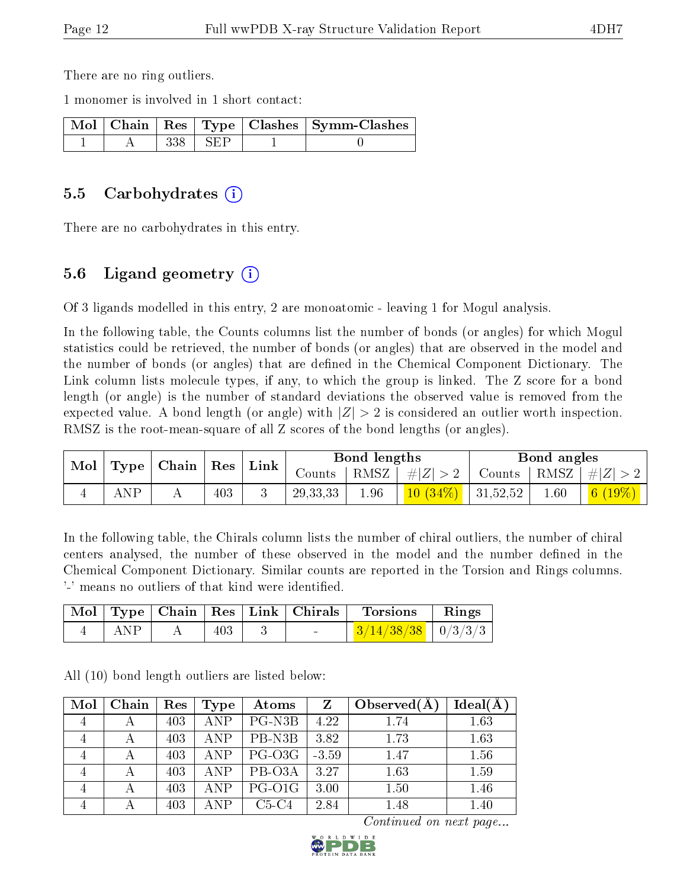There are no ring outliers.

1 monomer is involved in 1 short contact:

| Mol | Chain | Res | Type | Clashes | Symm-Clashes |
|---|---|---|---|---|---|
| 1 | A | 338 | SEP | 1 | 0 |

## 5.5 Carbohydrates (i)

There are no carbohydrates in this entry.

## 5.6 Ligand geometry (i)

Of 3 ligands modelled in this entry, 2 are monoatomic - leaving 1 for Mogul analysis.

In the following table, the Counts columns list the number of bonds (or angles) for which Mogul statistics could be retrieved, the number of bonds (or angles) that are observed in the model and the number of bonds (or angles) that are defined in the Chemical Component Dictionary. The Link column lists molecule types, if any, to which the group is linked. The Z score for a bond length (or angle) is the number of standard deviations the observed value is removed from the expected value. A bond length (or angle) with $|Z| > 2$ is considered an outlier worth inspection. RMSZ is the root-mean-square of all Z scores of the bond lengths (or angles).

| Mol | Type | Chain | Res | Link | Bond lengths | | | Bond angles | | |
|---|---|---|---|---|---|---|---|---|---|---|
| | | | | | Counts | RMSZ | $\#\|Z\| > 2$ | Counts | RMSZ | $\#\|Z\| > 2$ |
| 4 | ANP | A | 403 | 3 | 29,33,33 | 1.96 | 10 (34%) | 31,52,52 | 1.60 | 6 (19%) |

In the following table, the Chirals column lists the number of chiral outliers, the number of chiral centers analysed, the number of these observed in the model and the number defined in the Chemical Component Dictionary. Similar counts are reported in the Torsion and Rings columns. '-' means no outliers of that kind were identified.

| Mol | Type | Chain | Res | Link | Chirals | Torsions | Rings |
|---|---|---|---|---|---|---|---|
| 4 | ANP | A | 403 | 3 | - | 3/14/38/38 | 0/3/3/3 |

All (10) bond length outliers are listed below:

| Mol | Chain | Res | Type | Atoms | Z | Observed(Å) | Ideal(Å) |
|---|---|---|---|---|---|---|---|
| 4 | A | 403 | ANP | PG-N3B | 4.22 | 1.74 | 1.63 |
| 4 | A | 403 | ANP | PB-N3B | 3.82 | 1.73 | 1.63 |
| 4 | A | 403 | ANP | PG-O3G | -3.59 | 1.47 | 1.56 |
| 4 | A | 403 | ANP | PB-O3A | 3.27 | 1.63 | 1.59 |
| 4 | A | 403 | ANP | PG-O1G | 3.00 | 1.50 | 1.46 |
| 4 | A | 403 | ANP | C5-C4 | 2.84 | 1.48 | 1.40 |

*Continued on next page...*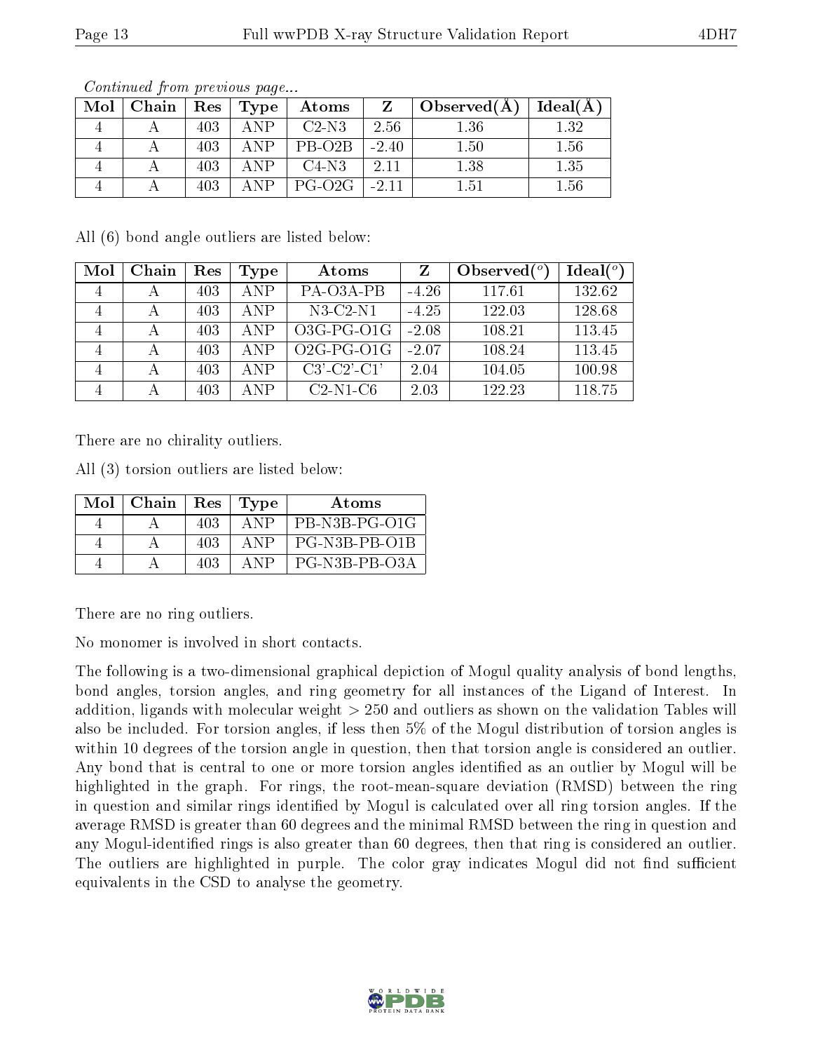*Continued from previous page...*

| Mol | Chain | Res | Type | Atoms | Z | Observed(Å) | Ideal(Å) |
|---|---|---|---|---|---|---|---|
| 4 | A | 403 | ANP | C2-N3 | 2.56 | 1.36 | 1.32 |
| 4 | A | 403 | ANP | PB-O2B | -2.40 | 1.50 | 1.56 |
| 4 | A | 403 | ANP | C4-N3 | 2.11 | 1.38 | 1.35 |
| 4 | A | 403 | ANP | PG-O2G | -2.11 | 1.51 | 1.56 |

All (6) bond angle outliers are listed below:

| Mol | Chain | Res | Type | Atoms | Z | Observed(°) | Ideal(°) |
|---|---|---|---|---|---|---|---|
| 4 | A | 403 | ANP | PA-O3A-PB | -4.26 | 117.61 | 132.62 |
| 4 | A | 403 | ANP | N3-C2-N1 | -4.25 | 122.03 | 128.68 |
| 4 | A | 403 | ANP | O3G-PG-O1G | -2.08 | 108.21 | 113.45 |
| 4 | A | 403 | ANP | O2G-PG-O1G | -2.07 | 108.24 | 113.45 |
| 4 | A | 403 | ANP | C3'-C2'-C1' | 2.04 | 104.05 | 100.98 |
| 4 | A | 403 | ANP | C2-N1-C6 | 2.03 | 122.23 | 118.75 |

There are no chirality outliers.

All (3) torsion outliers are listed below:

| Mol | Chain | Res | Type | Atoms |
|---|---|---|---|---|
| 4 | A | 403 | ANP | PB-N3B-PG-O1G |
| 4 | A | 403 | ANP | PG-N3B-PB-O1B |
| 4 | A | 403 | ANP | PG-N3B-PB-O3A |

There are no ring outliers.

No monomer is involved in short contacts.

The following is a two-dimensional graphical depiction of Mogul quality analysis of bond lengths, bond angles, torsion angles, and ring geometry for all instances of the Ligand of Interest. In addition, ligands with molecular weight > 250 and outliers as shown on the validation Tables will also be included. For torsion angles, if less then 5% of the Mogul distribution of torsion angles is within 10 degrees of the torsion angle in question, then that torsion angle is considered an outlier. Any bond that is central to one or more torsion angles identified as an outlier by Mogul will be highlighted in the graph. For rings, the root-mean-square deviation (RMSD) between the ring in question and similar rings identified by Mogul is calculated over all ring torsion angles. If the average RMSD is greater than 60 degrees and the minimal RMSD between the ring in question and any Mogul-identified rings is also greater than 60 degrees, then that ring is considered an outlier. The outliers are highlighted in purple. The color gray indicates Mogul did not find sufficient equivalents in the CSD to analyse the geometry.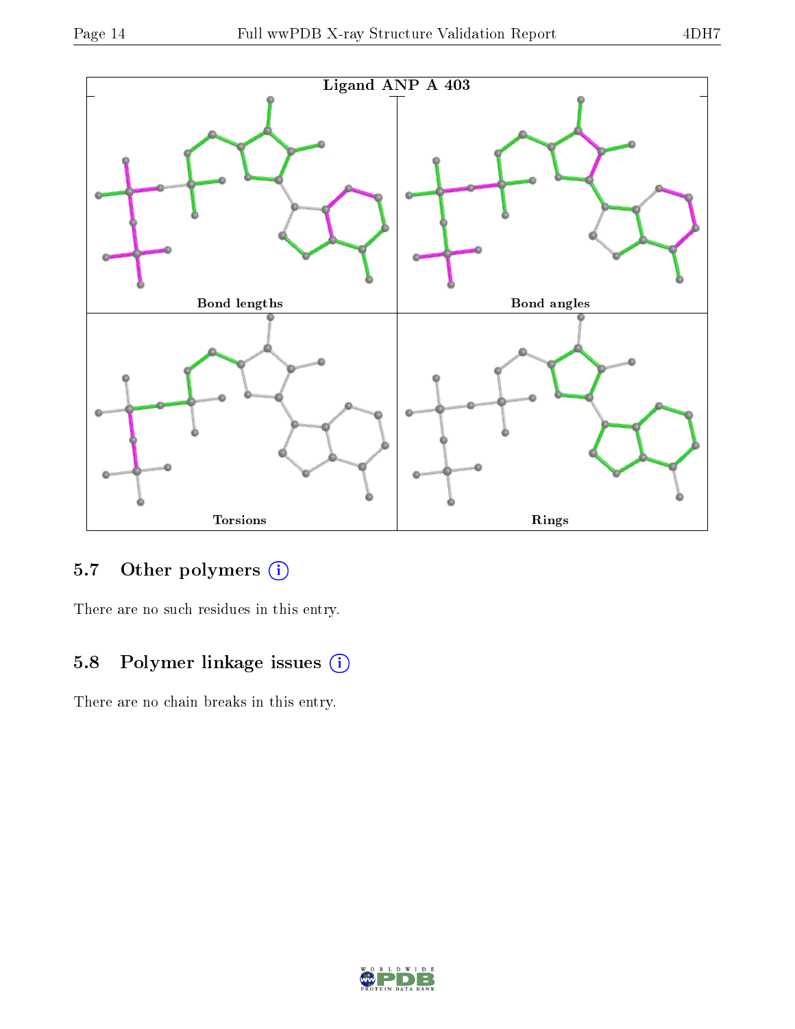Ligand ANP A 403

Bond lengths

Bond angles

Torsions

Rings

### 5.7 Other polymers

There are no such residues in this entry.

### 5.8 Polymer linkage issues

There are no chain breaks in this entry.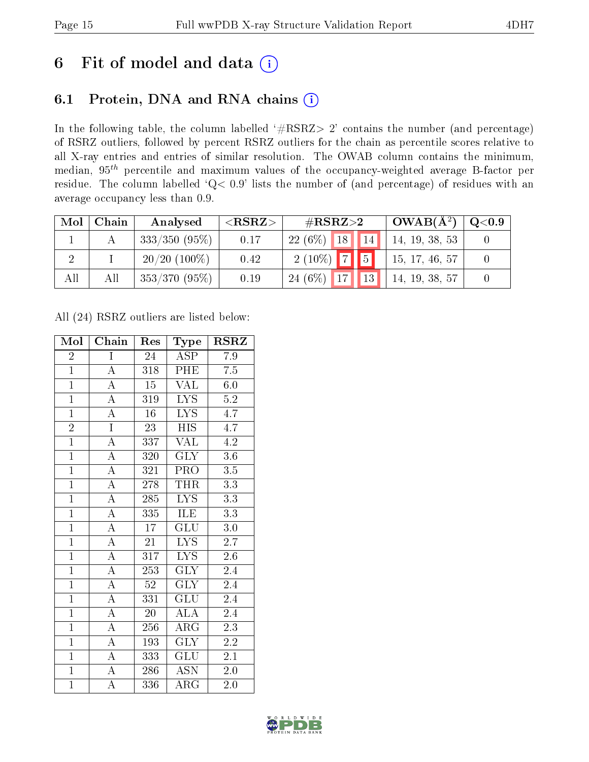# 6 Fit of model and data (i)

## 6.1 Protein, DNA and RNA chains (i)

In the following table, the column labelled '#RSRZ> 2' contains the number (and percentage) of RSRZ outliers, followed by percent RSRZ outliers for the chain as percentile scores relative to all X-ray entries and entries of similar resolution. The OWAB column contains the minimum, median, $95^{th}$ percentile and maximum values of the occupancy-weighted average B-factor per residue. The column labelled 'Q< 0.9' lists the number of (and percentage) of residues with an average occupancy less than 0.9.

| Mol | Chain | Analysed | <RSRZ> | #RSRZ>2 | | | OWAB(Å$^2$) | Q<0.9 |
|---|---|---|---|---|---|---|---|---|
| 1 | A | 333/350 (95%) | 0.17 | 22 (6%) | 18 | 14 | 14, 19, 38, 53 | 0 |
| 2 | I | 20/20 (100%) | 0.42 | 2 (10%) | 7 | 5 | 15, 17, 46, 57 | 0 |
| All | All | 353/370 (95%) | 0.19 | 24 (6%) | 17 | 13 | 14, 19, 38, 57 | 0 |

All (24) RSRZ outliers are listed below:

| Mol | Chain | Res | Type | RSRZ |
|---|---|---|---|---|
| 2 | I | 24 | ASP | 7.9 |
| 1 | A | 318 | PHE | 7.5 |
| 1 | A | 15 | VAL | 6.0 |
| 1 | A | 319 | LYS | 5.2 |
| 1 | A | 16 | LYS | 4.7 |
| 2 | I | 23 | HIS | 4.7 |
| 1 | A | 337 | VAL | 4.2 |
| 1 | A | 320 | GLY | 3.6 |
| 1 | A | 321 | PRO | 3.5 |
| 1 | A | 278 | THR | 3.3 |
| 1 | A | 285 | LYS | 3.3 |
| 1 | A | 335 | ILE | 3.3 |
| 1 | A | 17 | GLU | 3.0 |
| 1 | A | 21 | LYS | 2.7 |
| 1 | A | 317 | LYS | 2.6 |
| 1 | A | 253 | GLY | 2.4 |
| 1 | A | 52 | GLY | 2.4 |
| 1 | A | 331 | GLU | 2.4 |
| 1 | A | 20 | ALA | 2.4 |
| 1 | A | 256 | ARG | 2.3 |
| 1 | A | 193 | GLY | 2.2 |
| 1 | A | 333 | GLU | 2.1 |
| 1 | A | 286 | ASN | 2.0 |
| 1 | A | 336 | ARG | 2.0 |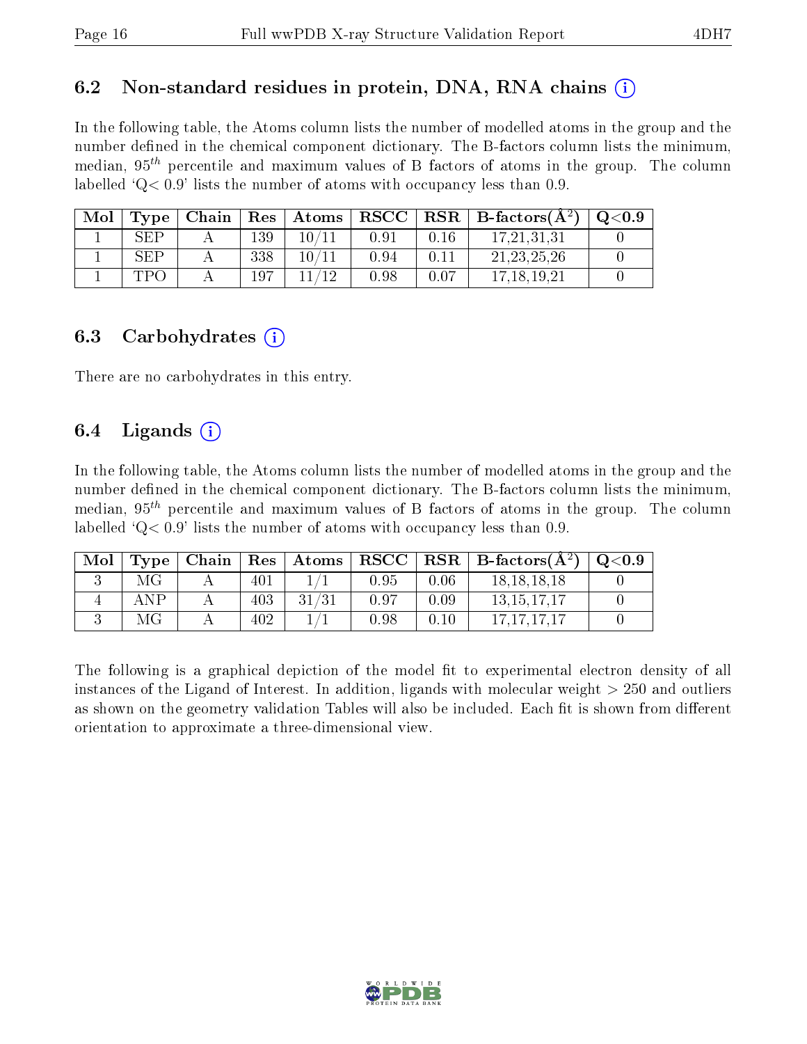## 6.2 Non-standard residues in protein, DNA, RNA chains

In the following table, the Atoms column lists the number of modelled atoms in the group and the number defined in the chemical component dictionary. The B-factors column lists the minimum, median, $95^{th}$ percentile and maximum values of B factors of atoms in the group. The column labelled 'Q< 0.9' lists the number of atoms with occupancy less than 0.9.

| Mol | Type | Chain | Res | Atoms | RSCC | RSR | B-factors($Å^2$) | Q<0.9 |
|---|---|---|---|---|---|---|---|---|
| 1 | SEP | A | 139 | 10/11 | 0.91 | 0.16 | 17,21,31,31 | 0 |
| 1 | SEP | A | 338 | 10/11 | 0.94 | 0.11 | 21,23,25,26 | 0 |
| 1 | TPO | A | 197 | 11/12 | 0.98 | 0.07 | 17,18,19,21 | 0 |

## 6.3 Carbohydrates

There are no carbohydrates in this entry.

## 6.4 Ligands

In the following table, the Atoms column lists the number of modelled atoms in the group and the number defined in the chemical component dictionary. The B-factors column lists the minimum, median, $95^{th}$ percentile and maximum values of B factors of atoms in the group. The column labelled 'Q< 0.9' lists the number of atoms with occupancy less than 0.9.

| Mol | Type | Chain | Res | Atoms | RSCC | RSR | B-factors($Å^2$) | Q<0.9 |
|---|---|---|---|---|---|---|---|---|
| 3 | MG | A | 401 | 1/1 | 0.95 | 0.06 | 18,18,18,18 | 0 |
| 4 | ANP | A | 403 | 31/31 | 0.97 | 0.09 | 13,15,17,17 | 0 |
| 3 | MG | A | 402 | 1/1 | 0.98 | 0.10 | 17,17,17,17 | 0 |

The following is a graphical depiction of the model fit to experimental electron density of all instances of the Ligand of Interest. In addition, ligands with molecular weight > 250 and outliers as shown on the geometry validation Tables will also be included. Each fit is shown from different orientation to approximate a three-dimensional view.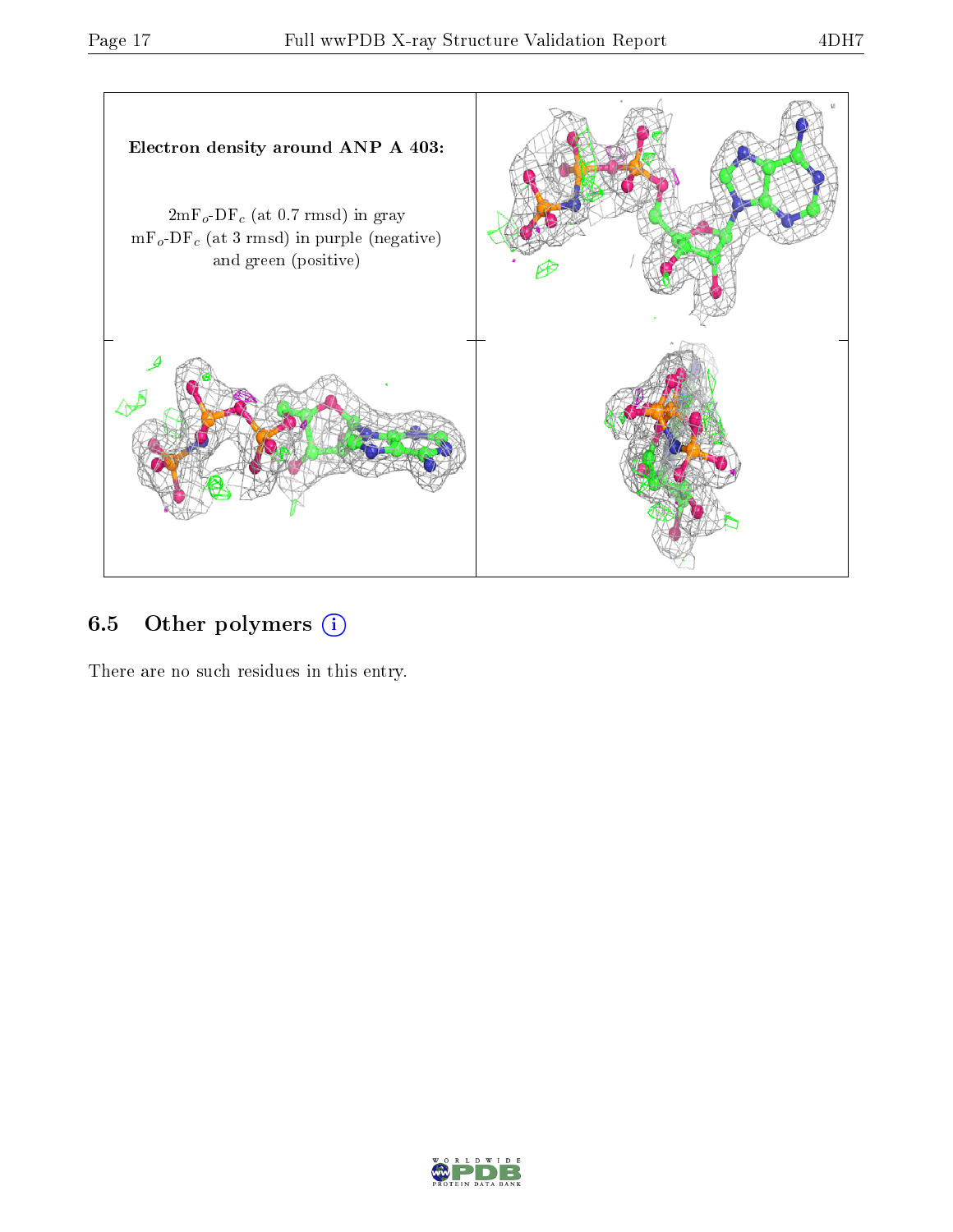**Electron density around ANP A 403:**

$2mF_o$-$DF_c$ (at 0.7 rmsd) in gray
$mF_o$-$DF_c$ (at 3 rmsd) in purple (negative)
and green (positive)

## 6.5 Other polymers

There are no such residues in this entry.